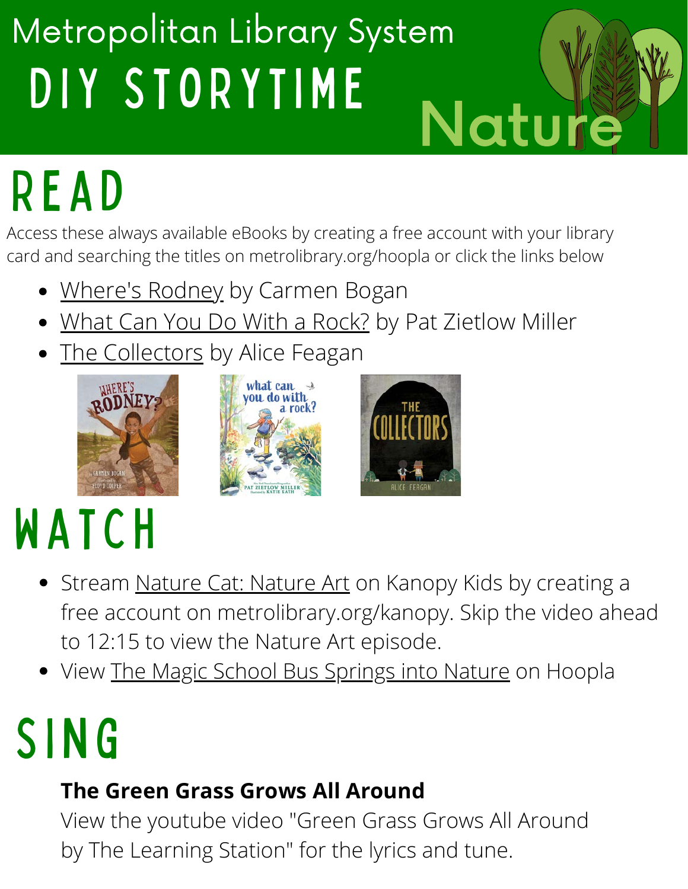# Metropolitan Library System

# DIY STORYTIME

## Nature

# READ

Access these always available eBooks by creating a free account with your library card and searching the titles on metrolibrary.org/hoopla or click the links below

- Where's Rodney by Carmen Bogan
- What Can You Do With a Rock? by Pat Zietlow Miller
- The Collectors by Alice Feagan

# WATCH

- Stream Nature Cat: Nature Art on Kanopy Kids by creating a free account on metrolibrary.org/kanopy. Skip the video ahead to 12:15 to view the Nature Art episode.
- View The Magic School Bus Springs into Nature on Hoopla

# SING

**The Green Grass Grows All Around**

View the youtube video "Green Grass Grows All Around by The Learning Station" for the lyrics and tune.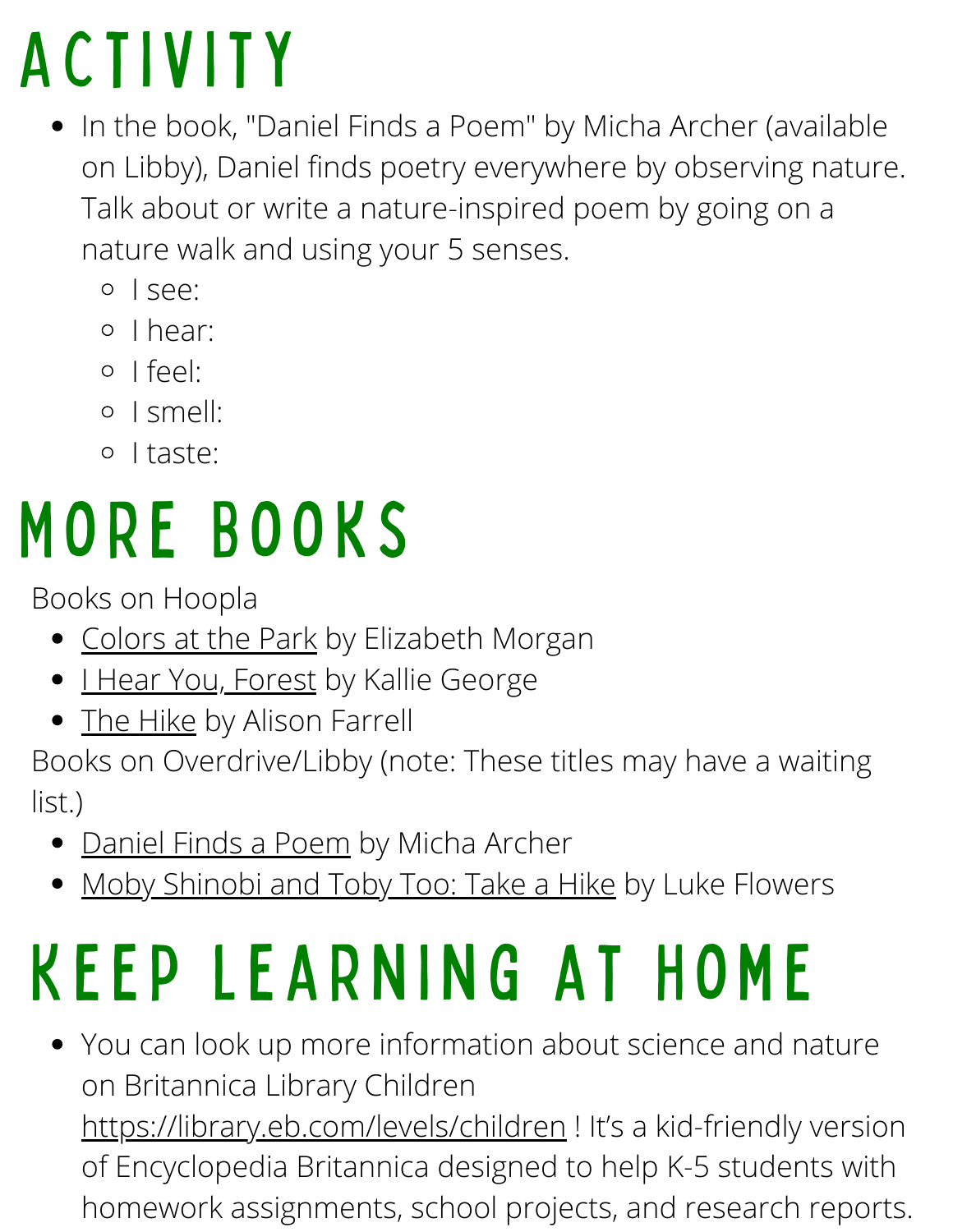# ACTIVITY

- In the book, "Daniel Finds a Poem" by Micha Archer (available on Libby), Daniel finds poetry everywhere by observing nature. Talk about or write a nature-inspired poem by going on a nature walk and using your 5 senses.
  - I see:
  - I hear:
  - I feel:
  - I smell:
  - I taste:

# MORE BOOKS

Books on Hoopla

- Colors at the Park by Elizabeth Morgan
- I Hear You, Forest by Kallie George
- The Hike by Alison Farrell

Books on Overdrive/Libby (note: These titles may have a waiting list.)

- Daniel Finds a Poem by Micha Archer
- Moby Shinobi and Toby Too: Take a Hike by Luke Flowers

# KEEP LEARNING AT HOME

- You can look up more information about science and nature on Britannica Library Children https://library.eb.com/levels/children ! It's a kid-friendly version of Encyclopedia Britannica designed to help K-5 students with homework assignments, school projects, and research reports.